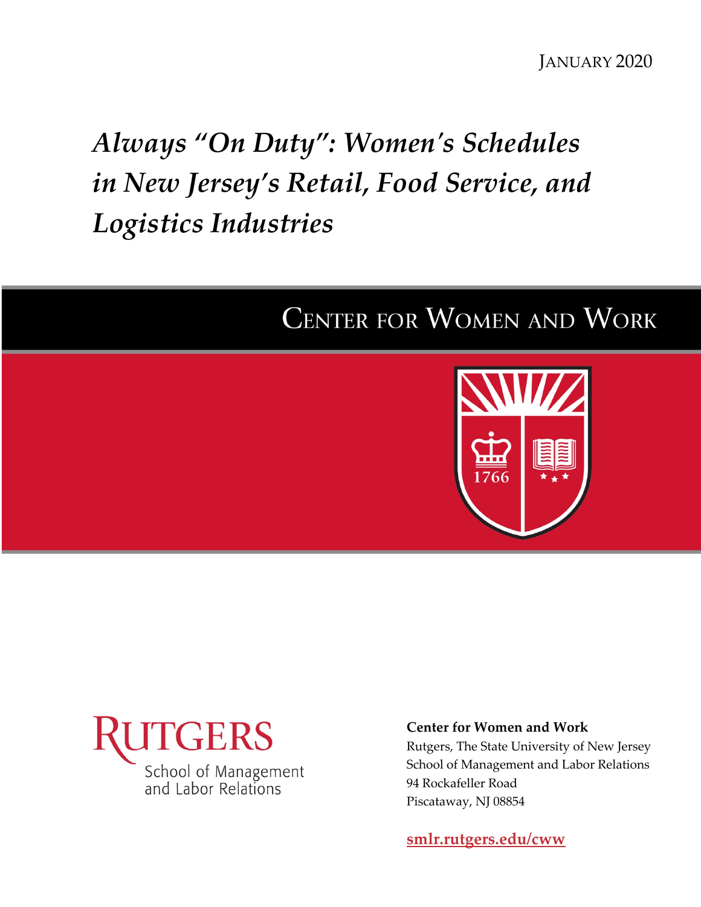JANUARY 2020

# *Always "On Duty": Women's Schedules in New Jersey's Retail, Food Service, and Logistics Industries*

## CENTER FOR WOMEN AND WORK

1766

RUTGERS
School of Management and Labor Relations

**Center for Women and Work**
Rutgers, The State University of New Jersey
School of Management and Labor Relations
94 Rockafeller Road
Piscataway, NJ 08854

**smlr.rutgers.edu/cww**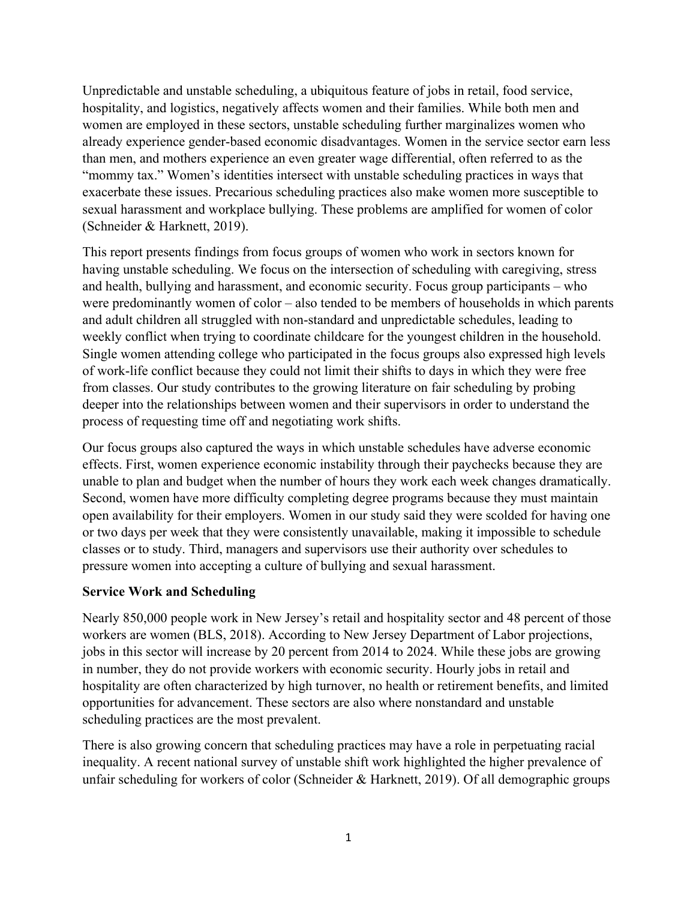Unpredictable and unstable scheduling, a ubiquitous feature of jobs in retail, food service, hospitality, and logistics, negatively affects women and their families. While both men and women are employed in these sectors, unstable scheduling further marginalizes women who already experience gender-based economic disadvantages. Women in the service sector earn less than men, and mothers experience an even greater wage differential, often referred to as the "mommy tax." Women's identities intersect with unstable scheduling practices in ways that exacerbate these issues. Precarious scheduling practices also make women more susceptible to sexual harassment and workplace bullying. These problems are amplified for women of color (Schneider & Harknett, 2019).

This report presents findings from focus groups of women who work in sectors known for having unstable scheduling. We focus on the intersection of scheduling with caregiving, stress and health, bullying and harassment, and economic security. Focus group participants – who were predominantly women of color – also tended to be members of households in which parents and adult children all struggled with non-standard and unpredictable schedules, leading to weekly conflict when trying to coordinate childcare for the youngest children in the household. Single women attending college who participated in the focus groups also expressed high levels of work-life conflict because they could not limit their shifts to days in which they were free from classes. Our study contributes to the growing literature on fair scheduling by probing deeper into the relationships between women and their supervisors in order to understand the process of requesting time off and negotiating work shifts.

Our focus groups also captured the ways in which unstable schedules have adverse economic effects. First, women experience economic instability through their paychecks because they are unable to plan and budget when the number of hours they work each week changes dramatically. Second, women have more difficulty completing degree programs because they must maintain open availability for their employers. Women in our study said they were scolded for having one or two days per week that they were consistently unavailable, making it impossible to schedule classes or to study. Third, managers and supervisors use their authority over schedules to pressure women into accepting a culture of bullying and sexual harassment.

**Service Work and Scheduling**

Nearly 850,000 people work in New Jersey's retail and hospitality sector and 48 percent of those workers are women (BLS, 2018). According to New Jersey Department of Labor projections, jobs in this sector will increase by 20 percent from 2014 to 2024. While these jobs are growing in number, they do not provide workers with economic security. Hourly jobs in retail and hospitality are often characterized by high turnover, no health or retirement benefits, and limited opportunities for advancement. These sectors are also where nonstandard and unstable scheduling practices are the most prevalent.

There is also growing concern that scheduling practices may have a role in perpetuating racial inequality. A recent national survey of unstable shift work highlighted the higher prevalence of unfair scheduling for workers of color (Schneider & Harknett, 2019). Of all demographic groups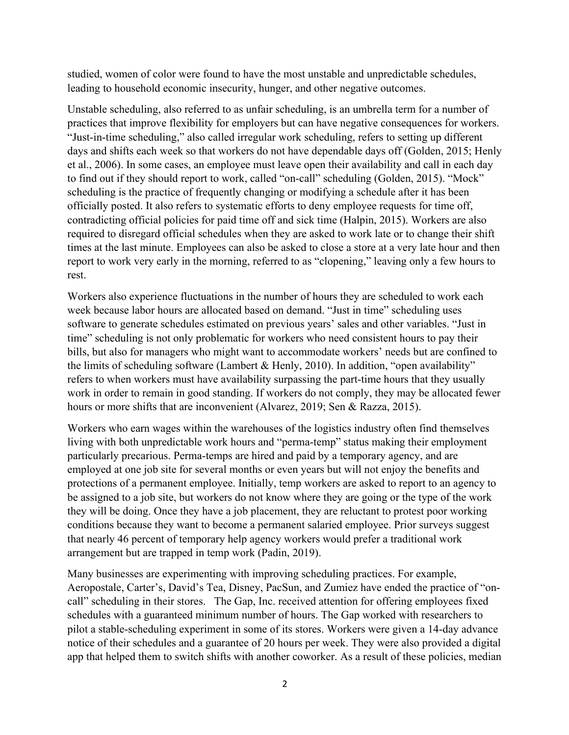studied, women of color were found to have the most unstable and unpredictable schedules, leading to household economic insecurity, hunger, and other negative outcomes.

Unstable scheduling, also referred to as unfair scheduling, is an umbrella term for a number of practices that improve flexibility for employers but can have negative consequences for workers. "Just-in-time scheduling," also called irregular work scheduling, refers to setting up different days and shifts each week so that workers do not have dependable days off (Golden, 2015; Henly et al., 2006). In some cases, an employee must leave open their availability and call in each day to find out if they should report to work, called "on-call" scheduling (Golden, 2015). "Mock" scheduling is the practice of frequently changing or modifying a schedule after it has been officially posted. It also refers to systematic efforts to deny employee requests for time off, contradicting official policies for paid time off and sick time (Halpin, 2015). Workers are also required to disregard official schedules when they are asked to work late or to change their shift times at the last minute. Employees can also be asked to close a store at a very late hour and then report to work very early in the morning, referred to as "clopening," leaving only a few hours to rest.

Workers also experience fluctuations in the number of hours they are scheduled to work each week because labor hours are allocated based on demand. "Just in time" scheduling uses software to generate schedules estimated on previous years' sales and other variables. "Just in time" scheduling is not only problematic for workers who need consistent hours to pay their bills, but also for managers who might want to accommodate workers' needs but are confined to the limits of scheduling software (Lambert & Henly, 2010). In addition, "open availability" refers to when workers must have availability surpassing the part-time hours that they usually work in order to remain in good standing. If workers do not comply, they may be allocated fewer hours or more shifts that are inconvenient (Alvarez, 2019; Sen & Razza, 2015).

Workers who earn wages within the warehouses of the logistics industry often find themselves living with both unpredictable work hours and "perma-temp" status making their employment particularly precarious. Perma-temps are hired and paid by a temporary agency, and are employed at one job site for several months or even years but will not enjoy the benefits and protections of a permanent employee. Initially, temp workers are asked to report to an agency to be assigned to a job site, but workers do not know where they are going or the type of the work they will be doing. Once they have a job placement, they are reluctant to protest poor working conditions because they want to become a permanent salaried employee. Prior surveys suggest that nearly 46 percent of temporary help agency workers would prefer a traditional work arrangement but are trapped in temp work (Padin, 2019).

Many businesses are experimenting with improving scheduling practices. For example, Aeropostale, Carter's, David's Tea, Disney, PacSun, and Zumiez have ended the practice of "on-call" scheduling in their stores. The Gap, Inc. received attention for offering employees fixed schedules with a guaranteed minimum number of hours. The Gap worked with researchers to pilot a stable-scheduling experiment in some of its stores. Workers were given a 14-day advance notice of their schedules and a guarantee of 20 hours per week. They were also provided a digital app that helped them to switch shifts with another coworker. As a result of these policies, median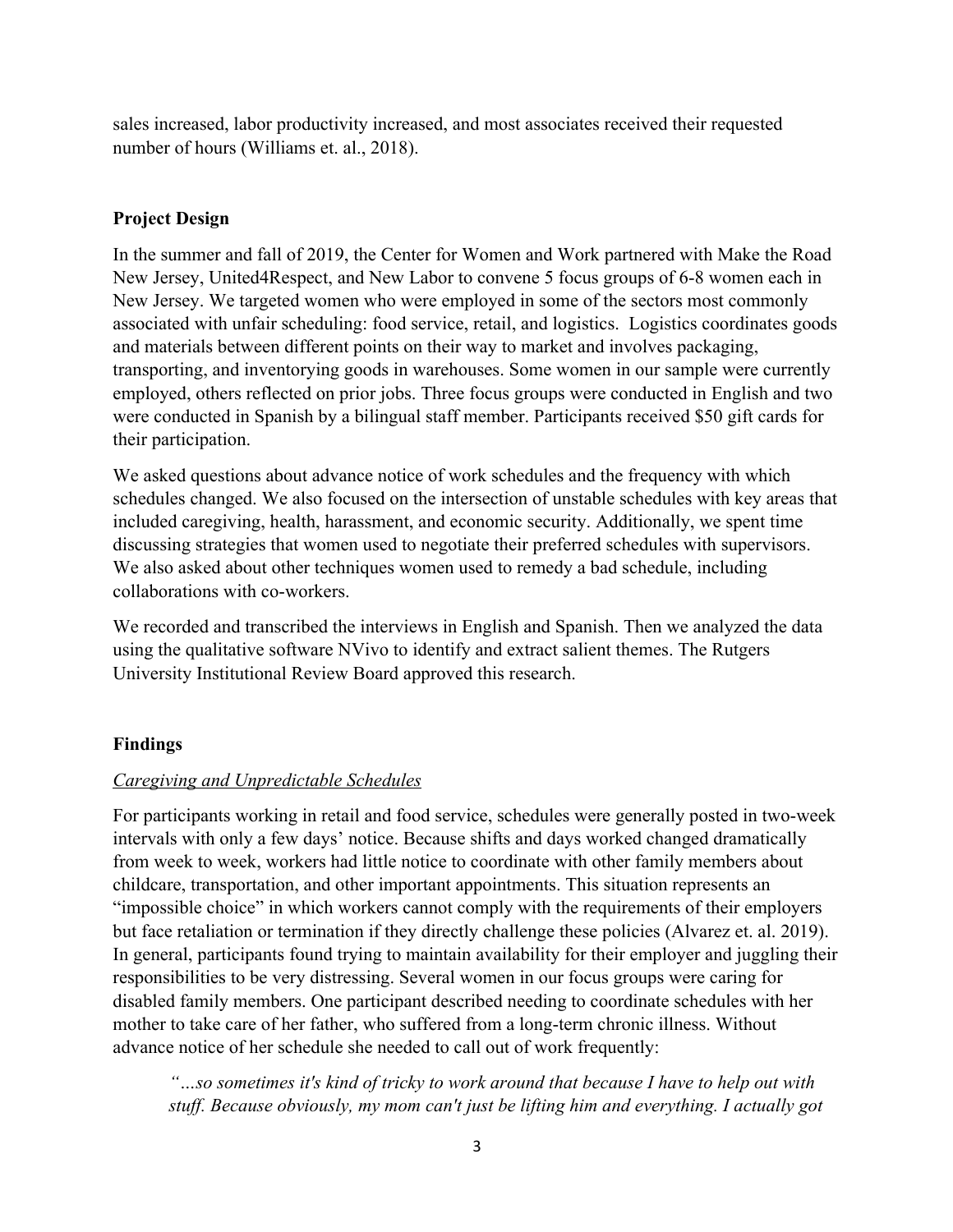sales increased, labor productivity increased, and most associates received their requested number of hours (Williams et. al., 2018).

## Project Design

In the summer and fall of 2019, the Center for Women and Work partnered with Make the Road New Jersey, United4Respect, and New Labor to convene 5 focus groups of 6-8 women each in New Jersey. We targeted women who were employed in some of the sectors most commonly associated with unfair scheduling: food service, retail, and logistics. Logistics coordinates goods and materials between different points on their way to market and involves packaging, transporting, and inventorying goods in warehouses. Some women in our sample were currently employed, others reflected on prior jobs. Three focus groups were conducted in English and two were conducted in Spanish by a bilingual staff member. Participants received $50 gift cards for their participation.

We asked questions about advance notice of work schedules and the frequency with which schedules changed. We also focused on the intersection of unstable schedules with key areas that included caregiving, health, harassment, and economic security. Additionally, we spent time discussing strategies that women used to negotiate their preferred schedules with supervisors. We also asked about other techniques women used to remedy a bad schedule, including collaborations with co-workers.

We recorded and transcribed the interviews in English and Spanish. Then we analyzed the data using the qualitative software NVivo to identify and extract salient themes. The Rutgers University Institutional Review Board approved this research.

## Findings

### Caregiving and Unpredictable Schedules

For participants working in retail and food service, schedules were generally posted in two-week intervals with only a few days' notice. Because shifts and days worked changed dramatically from week to week, workers had little notice to coordinate with other family members about childcare, transportation, and other important appointments. This situation represents an "impossible choice" in which workers cannot comply with the requirements of their employers but face retaliation or termination if they directly challenge these policies (Alvarez et. al. 2019). In general, participants found trying to maintain availability for their employer and juggling their responsibilities to be very distressing. Several women in our focus groups were caring for disabled family members. One participant described needing to coordinate schedules with her mother to take care of her father, who suffered from a long-term chronic illness. Without advance notice of her schedule she needed to call out of work frequently:

> *"…so sometimes it's kind of tricky to work around that because I have to help out with stuff. Because obviously, my mom can't just be lifting him and everything. I actually got*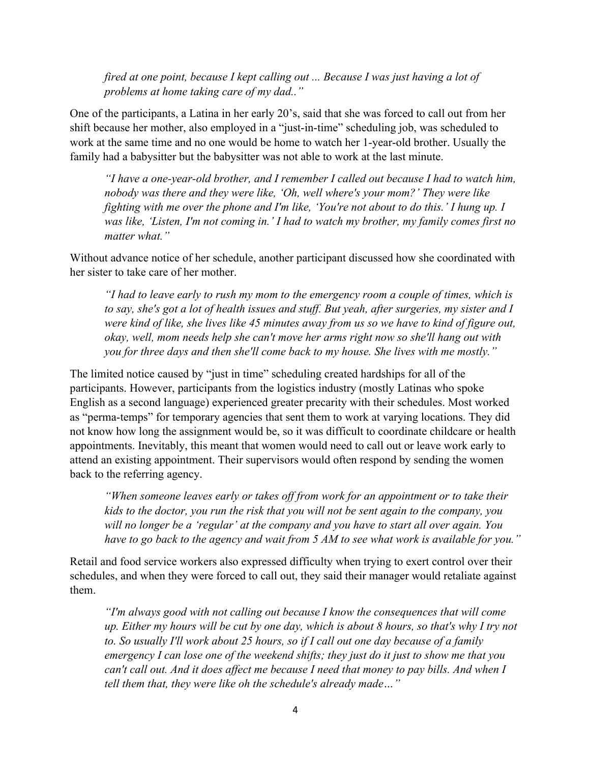> *fired at one point, because I kept calling out ... Because I was just having a lot of problems at home taking care of my dad.."*

One of the participants, a Latina in her early 20's, said that she was forced to call out from her shift because her mother, also employed in a "just-in-time" scheduling job, was scheduled to work at the same time and no one would be home to watch her 1-year-old brother. Usually the family had a babysitter but the babysitter was not able to work at the last minute.

> *"I have a one-year-old brother, and I remember I called out because I had to watch him, nobody was there and they were like, 'Oh, well where's your mom?' They were like fighting with me over the phone and I'm like, 'You're not about to do this.' I hung up. I was like, 'Listen, I'm not coming in.' I had to watch my brother, my family comes first no matter what."*

Without advance notice of her schedule, another participant discussed how she coordinated with her sister to take care of her mother.

> *"I had to leave early to rush my mom to the emergency room a couple of times, which is to say, she's got a lot of health issues and stuff. But yeah, after surgeries, my sister and I were kind of like, she lives like 45 minutes away from us so we have to kind of figure out, okay, well, mom needs help she can't move her arms right now so she'll hang out with you for three days and then she'll come back to my house. She lives with me mostly."*

The limited notice caused by "just in time" scheduling created hardships for all of the participants. However, participants from the logistics industry (mostly Latinas who spoke English as a second language) experienced greater precarity with their schedules. Most worked as "perma-temps" for temporary agencies that sent them to work at varying locations. They did not know how long the assignment would be, so it was difficult to coordinate childcare or health appointments. Inevitably, this meant that women would need to call out or leave work early to attend an existing appointment. Their supervisors would often respond by sending the women back to the referring agency.

> *"When someone leaves early or takes off from work for an appointment or to take their kids to the doctor, you run the risk that you will not be sent again to the company, you will no longer be a 'regular' at the company and you have to start all over again. You have to go back to the agency and wait from 5 AM to see what work is available for you."*

Retail and food service workers also expressed difficulty when trying to exert control over their schedules, and when they were forced to call out, they said their manager would retaliate against them.

> *"I'm always good with not calling out because I know the consequences that will come up. Either my hours will be cut by one day, which is about 8 hours, so that's why I try not to. So usually I'll work about 25 hours, so if I call out one day because of a family emergency I can lose one of the weekend shifts; they just do it just to show me that you can't call out. And it does affect me because I need that money to pay bills. And when I tell them that, they were like oh the schedule's already made…"*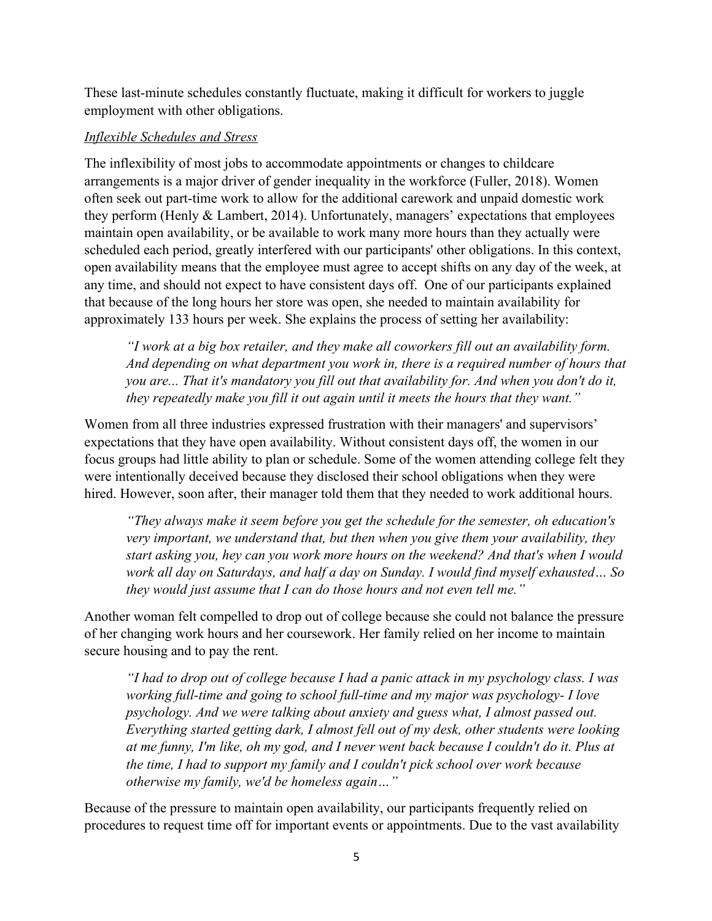These last-minute schedules constantly fluctuate, making it difficult for workers to juggle employment with other obligations.

*Inflexible Schedules and Stress*

The inflexibility of most jobs to accommodate appointments or changes to childcare arrangements is a major driver of gender inequality in the workforce (Fuller, 2018). Women often seek out part-time work to allow for the additional carework and unpaid domestic work they perform (Henly & Lambert, 2014). Unfortunately, managers' expectations that employees maintain open availability, or be available to work many more hours than they actually were scheduled each period, greatly interfered with our participants' other obligations. In this context, open availability means that the employee must agree to accept shifts on any day of the week, at any time, and should not expect to have consistent days off. One of our participants explained that because of the long hours her store was open, she needed to maintain availability for approximately 133 hours per week. She explains the process of setting her availability:

> *"I work at a big box retailer, and they make all coworkers fill out an availability form. And depending on what department you work in, there is a required number of hours that you are... That it's mandatory you fill out that availability for. And when you don't do it, they repeatedly make you fill it out again until it meets the hours that they want."*

Women from all three industries expressed frustration with their managers' and supervisors' expectations that they have open availability. Without consistent days off, the women in our focus groups had little ability to plan or schedule. Some of the women attending college felt they were intentionally deceived because they disclosed their school obligations when they were hired. However, soon after, their manager told them that they needed to work additional hours.

> *"They always make it seem before you get the schedule for the semester, oh education's very important, we understand that, but then when you give them your availability, they start asking you, hey can you work more hours on the weekend? And that's when I would work all day on Saturdays, and half a day on Sunday. I would find myself exhausted… So they would just assume that I can do those hours and not even tell me."*

Another woman felt compelled to drop out of college because she could not balance the pressure of her changing work hours and her coursework. Her family relied on her income to maintain secure housing and to pay the rent.

> *"I had to drop out of college because I had a panic attack in my psychology class. I was working full-time and going to school full-time and my major was psychology- I love psychology. And we were talking about anxiety and guess what, I almost passed out. Everything started getting dark, I almost fell out of my desk, other students were looking at me funny, I'm like, oh my god, and I never went back because I couldn't do it. Plus at the time, I had to support my family and I couldn't pick school over work because otherwise my family, we'd be homeless again…"*

Because of the pressure to maintain open availability, our participants frequently relied on procedures to request time off for important events or appointments. Due to the vast availability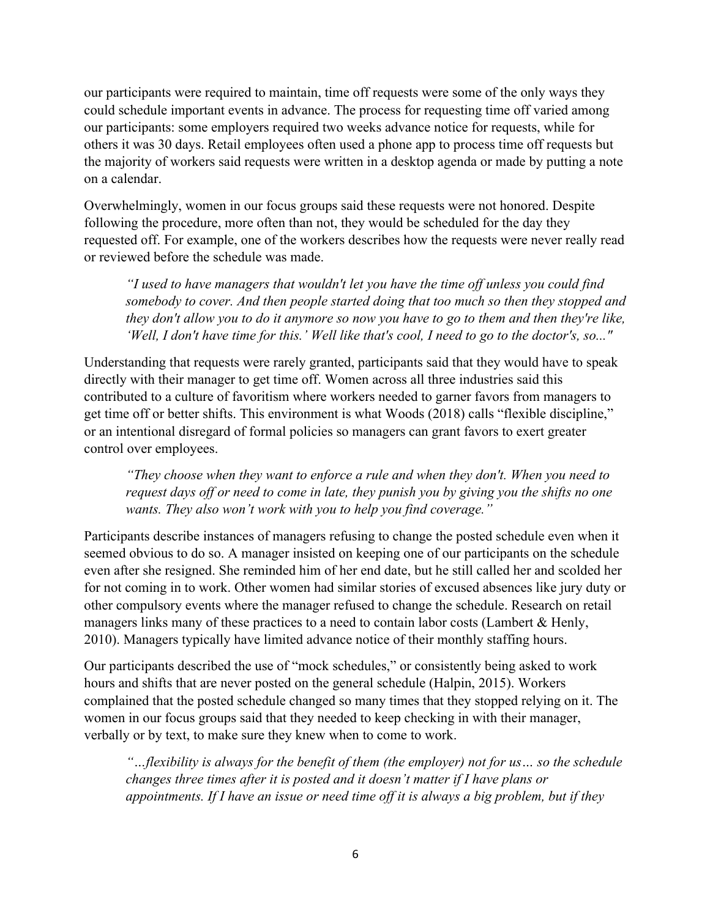our participants were required to maintain, time off requests were some of the only ways they could schedule important events in advance. The process for requesting time off varied among our participants: some employers required two weeks advance notice for requests, while for others it was 30 days. Retail employees often used a phone app to process time off requests but the majority of workers said requests were written in a desktop agenda or made by putting a note on a calendar.

Overwhelmingly, women in our focus groups said these requests were not honored. Despite following the procedure, more often than not, they would be scheduled for the day they requested off. For example, one of the workers describes how the requests were never really read or reviewed before the schedule was made.

> *"I used to have managers that wouldn't let you have the time off unless you could find somebody to cover. And then people started doing that too much so then they stopped and they don't allow you to do it anymore so now you have to go to them and then they're like, 'Well, I don't have time for this.' Well like that's cool, I need to go to the doctor's, so..."*

Understanding that requests were rarely granted, participants said that they would have to speak directly with their manager to get time off. Women across all three industries said this contributed to a culture of favoritism where workers needed to garner favors from managers to get time off or better shifts. This environment is what Woods (2018) calls "flexible discipline," or an intentional disregard of formal policies so managers can grant favors to exert greater control over employees.

> *"They choose when they want to enforce a rule and when they don't. When you need to request days off or need to come in late, they punish you by giving you the shifts no one wants. They also won't work with you to help you find coverage."*

Participants describe instances of managers refusing to change the posted schedule even when it seemed obvious to do so. A manager insisted on keeping one of our participants on the schedule even after she resigned. She reminded him of her end date, but he still called her and scolded her for not coming in to work. Other women had similar stories of excused absences like jury duty or other compulsory events where the manager refused to change the schedule. Research on retail managers links many of these practices to a need to contain labor costs (Lambert & Henly, 2010). Managers typically have limited advance notice of their monthly staffing hours.

Our participants described the use of "mock schedules," or consistently being asked to work hours and shifts that are never posted on the general schedule (Halpin, 2015). Workers complained that the posted schedule changed so many times that they stopped relying on it. The women in our focus groups said that they needed to keep checking in with their manager, verbally or by text, to make sure they knew when to come to work.

> *"…flexibility is always for the benefit of them (the employer) not for us… so the schedule changes three times after it is posted and it doesn't matter if I have plans or appointments. If I have an issue or need time off it is always a big problem, but if they*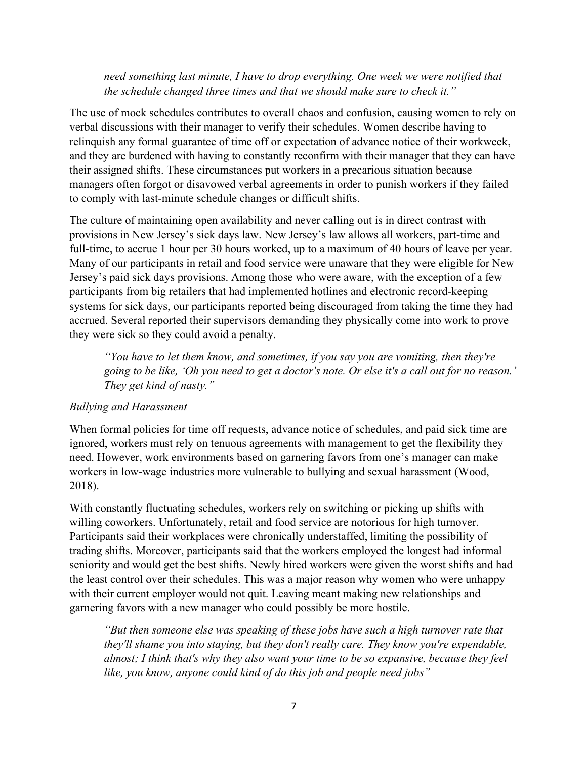*need something last minute, I have to drop everything. One week we were notified that the schedule changed three times and that we should make sure to check it."*

The use of mock schedules contributes to overall chaos and confusion, causing women to rely on verbal discussions with their manager to verify their schedules. Women describe having to relinquish any formal guarantee of time off or expectation of advance notice of their workweek, and they are burdened with having to constantly reconfirm with their manager that they can have their assigned shifts. These circumstances put workers in a precarious situation because managers often forgot or disavowed verbal agreements in order to punish workers if they failed to comply with last-minute schedule changes or difficult shifts.

The culture of maintaining open availability and never calling out is in direct contrast with provisions in New Jersey's sick days law. New Jersey's law allows all workers, part-time and full-time, to accrue 1 hour per 30 hours worked, up to a maximum of 40 hours of leave per year. Many of our participants in retail and food service were unaware that they were eligible for New Jersey's paid sick days provisions. Among those who were aware, with the exception of a few participants from big retailers that had implemented hotlines and electronic record-keeping systems for sick days, our participants reported being discouraged from taking the time they had accrued. Several reported their supervisors demanding they physically come into work to prove they were sick so they could avoid a penalty.

*"You have to let them know, and sometimes, if you say you are vomiting, then they're going to be like, 'Oh you need to get a doctor's note. Or else it's a call out for no reason.' They get kind of nasty."*

<u>*Bullying and Harassment*</u>

When formal policies for time off requests, advance notice of schedules, and paid sick time are ignored, workers must rely on tenuous agreements with management to get the flexibility they need. However, work environments based on garnering favors from one's manager can make workers in low-wage industries more vulnerable to bullying and sexual harassment (Wood, 2018).

With constantly fluctuating schedules, workers rely on switching or picking up shifts with willing coworkers. Unfortunately, retail and food service are notorious for high turnover. Participants said their workplaces were chronically understaffed, limiting the possibility of trading shifts. Moreover, participants said that the workers employed the longest had informal seniority and would get the best shifts. Newly hired workers were given the worst shifts and had the least control over their schedules. This was a major reason why women who were unhappy with their current employer would not quit. Leaving meant making new relationships and garnering favors with a new manager who could possibly be more hostile.

*"But then someone else was speaking of these jobs have such a high turnover rate that they'll shame you into staying, but they don't really care. They know you're expendable, almost; I think that's why they also want your time to be so expansive, because they feel like, you know, anyone could kind of do this job and people need jobs"*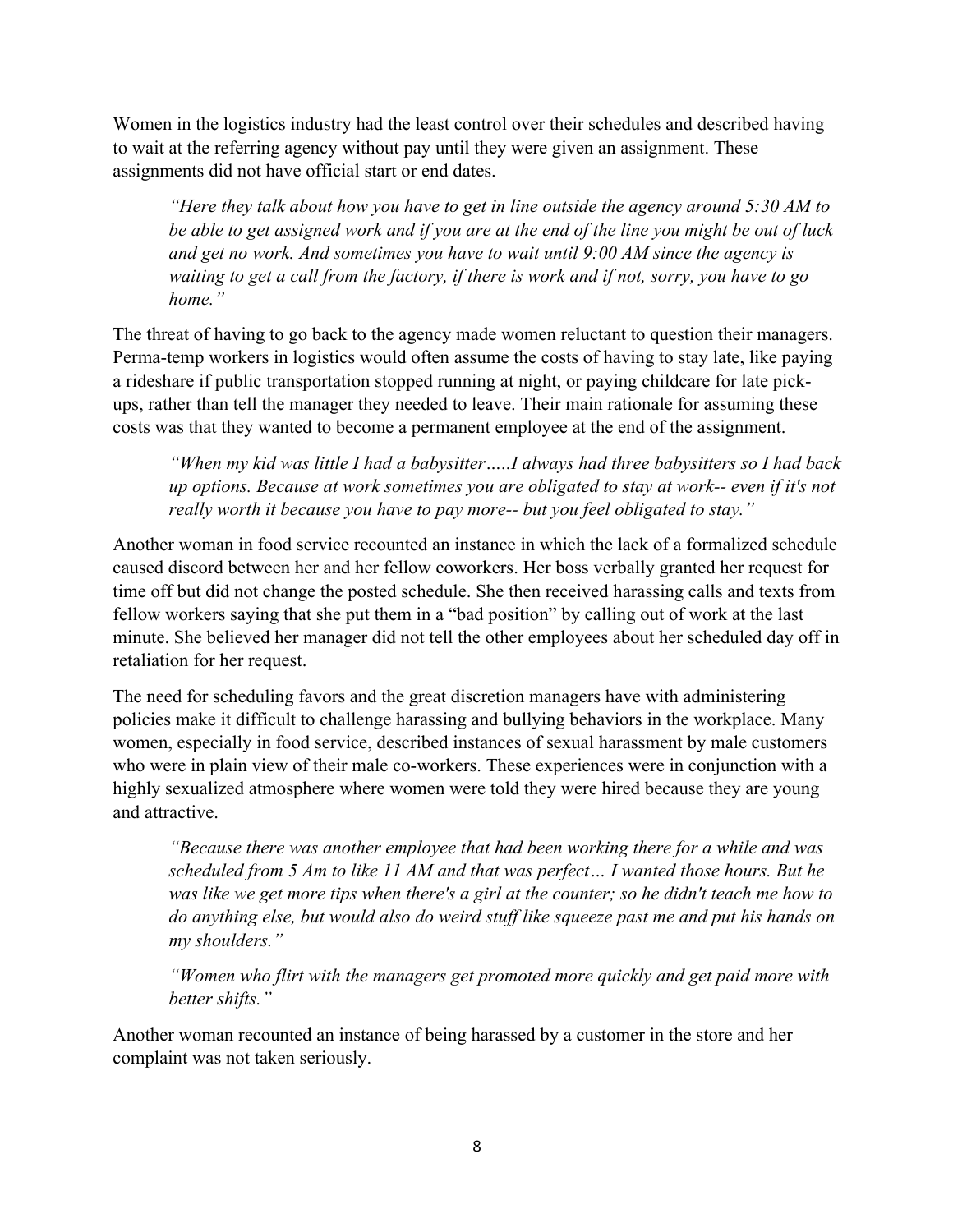Women in the logistics industry had the least control over their schedules and described having to wait at the referring agency without pay until they were given an assignment. These assignments did not have official start or end dates.

> *"Here they talk about how you have to get in line outside the agency around 5:30 AM to be able to get assigned work and if you are at the end of the line you might be out of luck and get no work. And sometimes you have to wait until 9:00 AM since the agency is waiting to get a call from the factory, if there is work and if not, sorry, you have to go home."*

The threat of having to go back to the agency made women reluctant to question their managers. Perma-temp workers in logistics would often assume the costs of having to stay late, like paying a rideshare if public transportation stopped running at night, or paying childcare for late pick-ups, rather than tell the manager they needed to leave. Their main rationale for assuming these costs was that they wanted to become a permanent employee at the end of the assignment.

> *"When my kid was little I had a babysitter…..I always had three babysitters so I had back up options. Because at work sometimes you are obligated to stay at work-- even if it's not really worth it because you have to pay more-- but you feel obligated to stay."*

Another woman in food service recounted an instance in which the lack of a formalized schedule caused discord between her and her fellow coworkers. Her boss verbally granted her request for time off but did not change the posted schedule. She then received harassing calls and texts from fellow workers saying that she put them in a "bad position" by calling out of work at the last minute. She believed her manager did not tell the other employees about her scheduled day off in retaliation for her request.

The need for scheduling favors and the great discretion managers have with administering policies make it difficult to challenge harassing and bullying behaviors in the workplace. Many women, especially in food service, described instances of sexual harassment by male customers who were in plain view of their male co-workers. These experiences were in conjunction with a highly sexualized atmosphere where women were told they were hired because they are young and attractive.

> *"Because there was another employee that had been working there for a while and was scheduled from 5 Am to like 11 AM and that was perfect… I wanted those hours. But he was like we get more tips when there's a girl at the counter; so he didn't teach me how to do anything else, but would also do weird stuff like squeeze past me and put his hands on my shoulders."*

> *"Women who flirt with the managers get promoted more quickly and get paid more with better shifts."*

Another woman recounted an instance of being harassed by a customer in the store and her complaint was not taken seriously.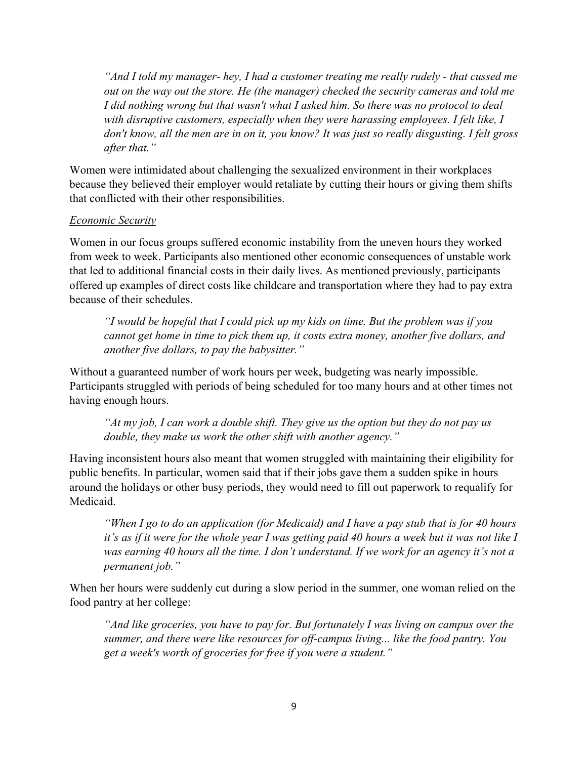> *"And I told my manager- hey, I had a customer treating me really rudely - that cussed me out on the way out the store. He (the manager) checked the security cameras and told me I did nothing wrong but that wasn't what I asked him. So there was no protocol to deal with disruptive customers, especially when they were harassing employees. I felt like, I don't know, all the men are in on it, you know? It was just so really disgusting. I felt gross after that."*

Women were intimidated about challenging the sexualized environment in their workplaces because they believed their employer would retaliate by cutting their hours or giving them shifts that conflicted with their other responsibilities.

### *Economic Security*

Women in our focus groups suffered economic instability from the uneven hours they worked from week to week. Participants also mentioned other economic consequences of unstable work that led to additional financial costs in their daily lives. As mentioned previously, participants offered up examples of direct costs like childcare and transportation where they had to pay extra because of their schedules.

> *"I would be hopeful that I could pick up my kids on time. But the problem was if you cannot get home in time to pick them up, it costs extra money, another five dollars, and another five dollars, to pay the babysitter."*

Without a guaranteed number of work hours per week, budgeting was nearly impossible. Participants struggled with periods of being scheduled for too many hours and at other times not having enough hours.

> *"At my job, I can work a double shift. They give us the option but they do not pay us double, they make us work the other shift with another agency."*

Having inconsistent hours also meant that women struggled with maintaining their eligibility for public benefits. In particular, women said that if their jobs gave them a sudden spike in hours around the holidays or other busy periods, they would need to fill out paperwork to requalify for Medicaid.

> *"When I go to do an application (for Medicaid) and I have a pay stub that is for 40 hours it's as if it were for the whole year I was getting paid 40 hours a week but it was not like I was earning 40 hours all the time. I don't understand. If we work for an agency it's not a permanent job."*

When her hours were suddenly cut during a slow period in the summer, one woman relied on the food pantry at her college:

> *"And like groceries, you have to pay for. But fortunately I was living on campus over the summer, and there were like resources for off-campus living... like the food pantry. You get a week's worth of groceries for free if you were a student."*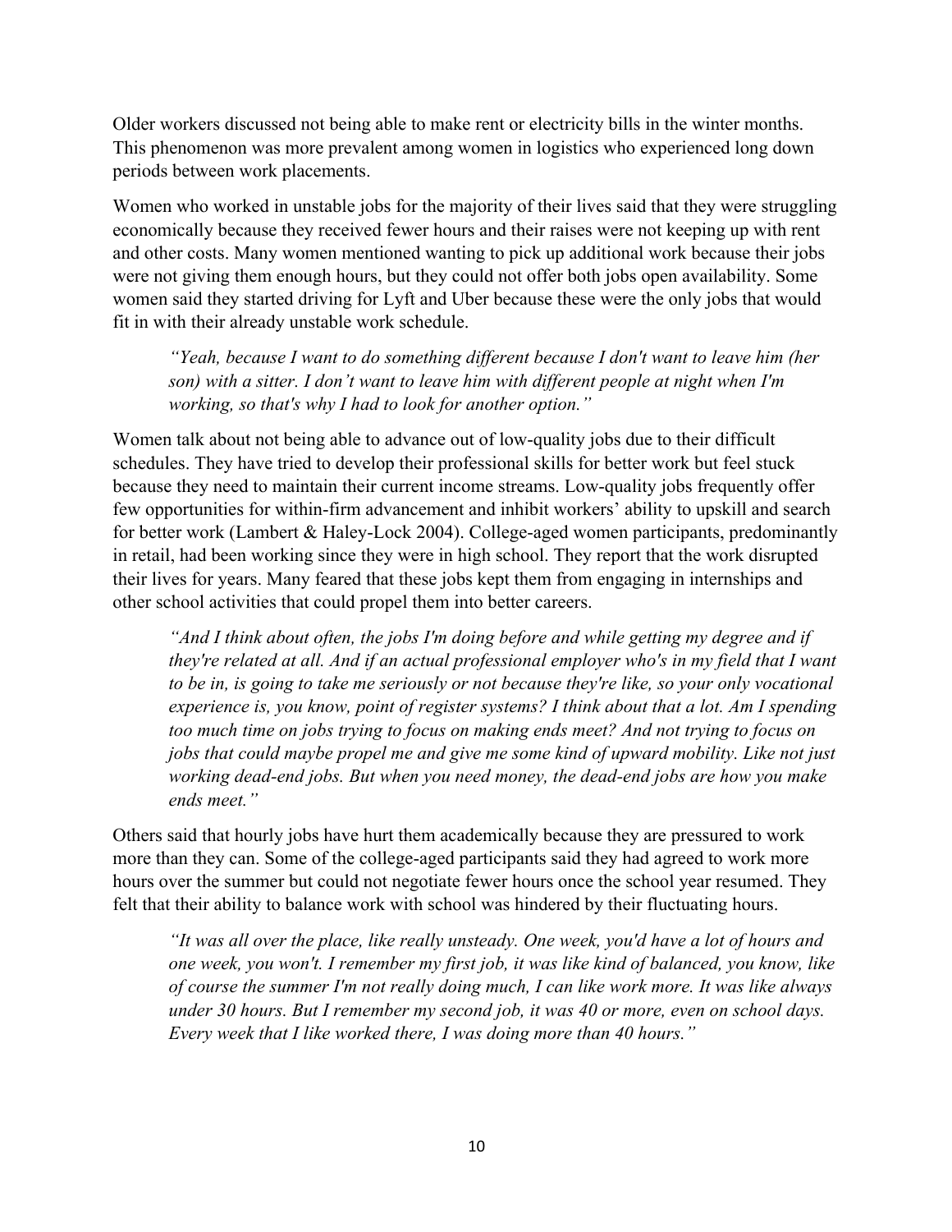Older workers discussed not being able to make rent or electricity bills in the winter months. This phenomenon was more prevalent among women in logistics who experienced long down periods between work placements.

Women who worked in unstable jobs for the majority of their lives said that they were struggling economically because they received fewer hours and their raises were not keeping up with rent and other costs. Many women mentioned wanting to pick up additional work because their jobs were not giving them enough hours, but they could not offer both jobs open availability. Some women said they started driving for Lyft and Uber because these were the only jobs that would fit in with their already unstable work schedule.

> *"Yeah, because I want to do something different because I don't want to leave him (her son) with a sitter. I don't want to leave him with different people at night when I'm working, so that's why I had to look for another option."*

Women talk about not being able to advance out of low-quality jobs due to their difficult schedules. They have tried to develop their professional skills for better work but feel stuck because they need to maintain their current income streams. Low-quality jobs frequently offer few opportunities for within-firm advancement and inhibit workers' ability to upskill and search for better work (Lambert & Haley-Lock 2004). College-aged women participants, predominantly in retail, had been working since they were in high school. They report that the work disrupted their lives for years. Many feared that these jobs kept them from engaging in internships and other school activities that could propel them into better careers.

> *"And I think about often, the jobs I'm doing before and while getting my degree and if they're related at all. And if an actual professional employer who's in my field that I want to be in, is going to take me seriously or not because they're like, so your only vocational experience is, you know, point of register systems? I think about that a lot. Am I spending too much time on jobs trying to focus on making ends meet? And not trying to focus on jobs that could maybe propel me and give me some kind of upward mobility. Like not just working dead-end jobs. But when you need money, the dead-end jobs are how you make ends meet."*

Others said that hourly jobs have hurt them academically because they are pressured to work more than they can. Some of the college-aged participants said they had agreed to work more hours over the summer but could not negotiate fewer hours once the school year resumed. They felt that their ability to balance work with school was hindered by their fluctuating hours.

> *"It was all over the place, like really unsteady. One week, you'd have a lot of hours and one week, you won't. I remember my first job, it was like kind of balanced, you know, like of course the summer I'm not really doing much, I can like work more. It was like always under 30 hours. But I remember my second job, it was 40 or more, even on school days. Every week that I like worked there, I was doing more than 40 hours."*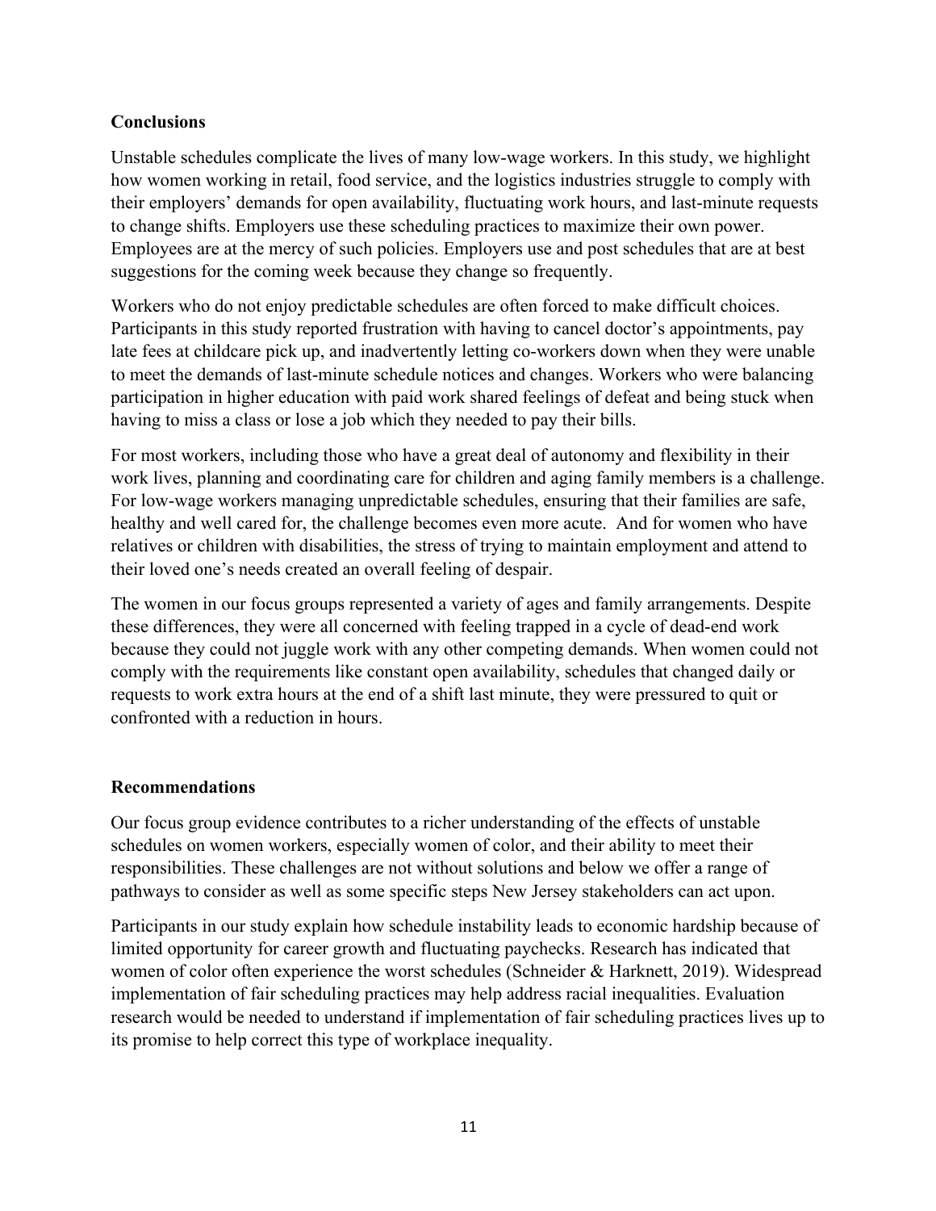## Conclusions

Unstable schedules complicate the lives of many low-wage workers. In this study, we highlight how women working in retail, food service, and the logistics industries struggle to comply with their employers' demands for open availability, fluctuating work hours, and last-minute requests to change shifts. Employers use these scheduling practices to maximize their own power. Employees are at the mercy of such policies. Employers use and post schedules that are at best suggestions for the coming week because they change so frequently.

Workers who do not enjoy predictable schedules are often forced to make difficult choices. Participants in this study reported frustration with having to cancel doctor's appointments, pay late fees at childcare pick up, and inadvertently letting co-workers down when they were unable to meet the demands of last-minute schedule notices and changes. Workers who were balancing participation in higher education with paid work shared feelings of defeat and being stuck when having to miss a class or lose a job which they needed to pay their bills.

For most workers, including those who have a great deal of autonomy and flexibility in their work lives, planning and coordinating care for children and aging family members is a challenge. For low-wage workers managing unpredictable schedules, ensuring that their families are safe, healthy and well cared for, the challenge becomes even more acute. And for women who have relatives or children with disabilities, the stress of trying to maintain employment and attend to their loved one's needs created an overall feeling of despair.

The women in our focus groups represented a variety of ages and family arrangements. Despite these differences, they were all concerned with feeling trapped in a cycle of dead-end work because they could not juggle work with any other competing demands. When women could not comply with the requirements like constant open availability, schedules that changed daily or requests to work extra hours at the end of a shift last minute, they were pressured to quit or confronted with a reduction in hours.

## Recommendations

Our focus group evidence contributes to a richer understanding of the effects of unstable schedules on women workers, especially women of color, and their ability to meet their responsibilities. These challenges are not without solutions and below we offer a range of pathways to consider as well as some specific steps New Jersey stakeholders can act upon.

Participants in our study explain how schedule instability leads to economic hardship because of limited opportunity for career growth and fluctuating paychecks. Research has indicated that women of color often experience the worst schedules (Schneider & Harknett, 2019). Widespread implementation of fair scheduling practices may help address racial inequalities. Evaluation research would be needed to understand if implementation of fair scheduling practices lives up to its promise to help correct this type of workplace inequality.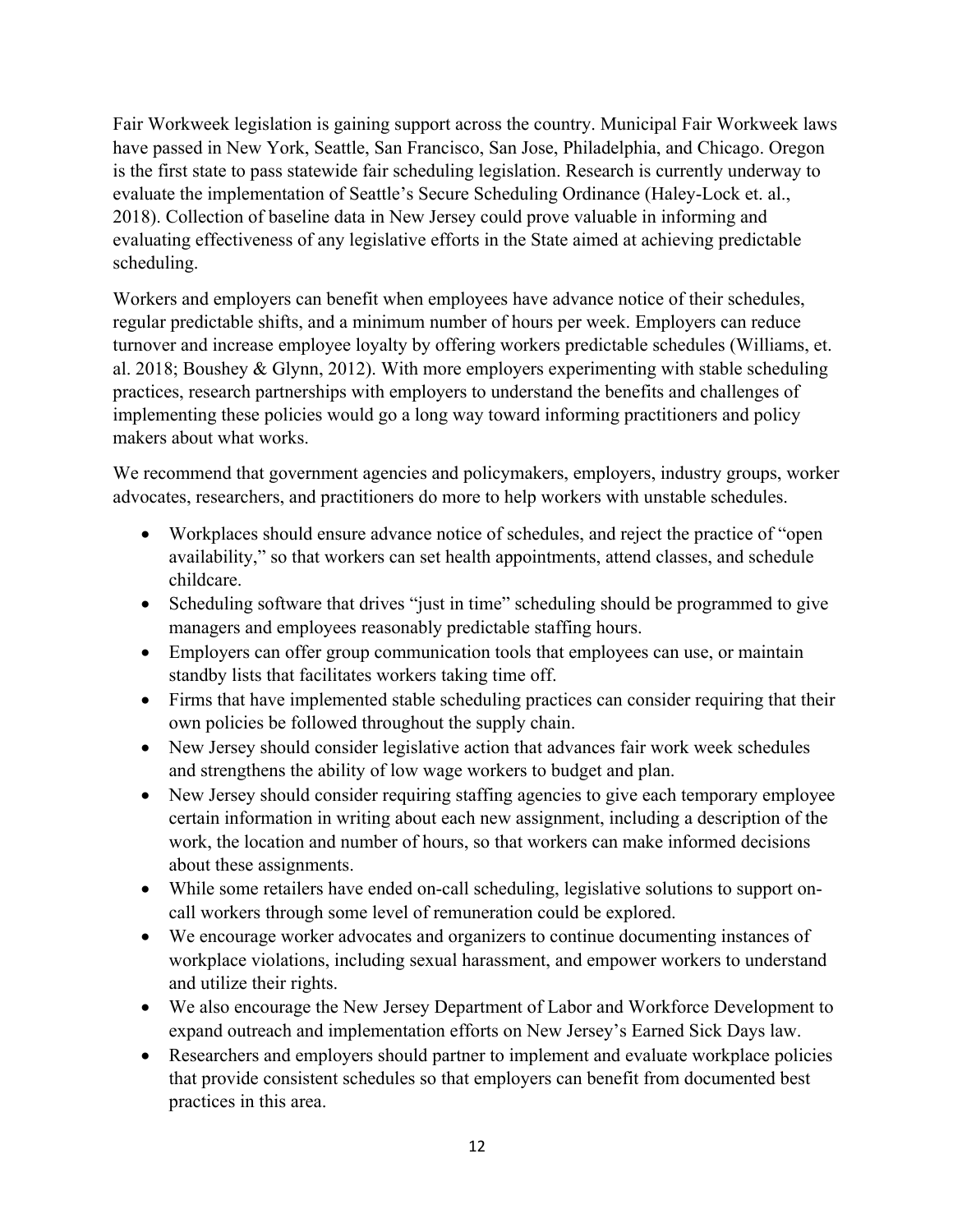Fair Workweek legislation is gaining support across the country. Municipal Fair Workweek laws have passed in New York, Seattle, San Francisco, San Jose, Philadelphia, and Chicago. Oregon is the first state to pass statewide fair scheduling legislation. Research is currently underway to evaluate the implementation of Seattle's Secure Scheduling Ordinance (Haley-Lock et. al., 2018). Collection of baseline data in New Jersey could prove valuable in informing and evaluating effectiveness of any legislative efforts in the State aimed at achieving predictable scheduling.

Workers and employers can benefit when employees have advance notice of their schedules, regular predictable shifts, and a minimum number of hours per week. Employers can reduce turnover and increase employee loyalty by offering workers predictable schedules (Williams, et. al. 2018; Boushey & Glynn, 2012). With more employers experimenting with stable scheduling practices, research partnerships with employers to understand the benefits and challenges of implementing these policies would go a long way toward informing practitioners and policy makers about what works.

We recommend that government agencies and policymakers, employers, industry groups, worker advocates, researchers, and practitioners do more to help workers with unstable schedules.

- Workplaces should ensure advance notice of schedules, and reject the practice of "open availability," so that workers can set health appointments, attend classes, and schedule childcare.
- Scheduling software that drives "just in time" scheduling should be programmed to give managers and employees reasonably predictable staffing hours.
- Employers can offer group communication tools that employees can use, or maintain standby lists that facilitates workers taking time off.
- Firms that have implemented stable scheduling practices can consider requiring that their own policies be followed throughout the supply chain.
- New Jersey should consider legislative action that advances fair work week schedules and strengthens the ability of low wage workers to budget and plan.
- New Jersey should consider requiring staffing agencies to give each temporary employee certain information in writing about each new assignment, including a description of the work, the location and number of hours, so that workers can make informed decisions about these assignments.
- While some retailers have ended on-call scheduling, legislative solutions to support on-call workers through some level of remuneration could be explored.
- We encourage worker advocates and organizers to continue documenting instances of workplace violations, including sexual harassment, and empower workers to understand and utilize their rights.
- We also encourage the New Jersey Department of Labor and Workforce Development to expand outreach and implementation efforts on New Jersey's Earned Sick Days law.
- Researchers and employers should partner to implement and evaluate workplace policies that provide consistent schedules so that employers can benefit from documented best practices in this area.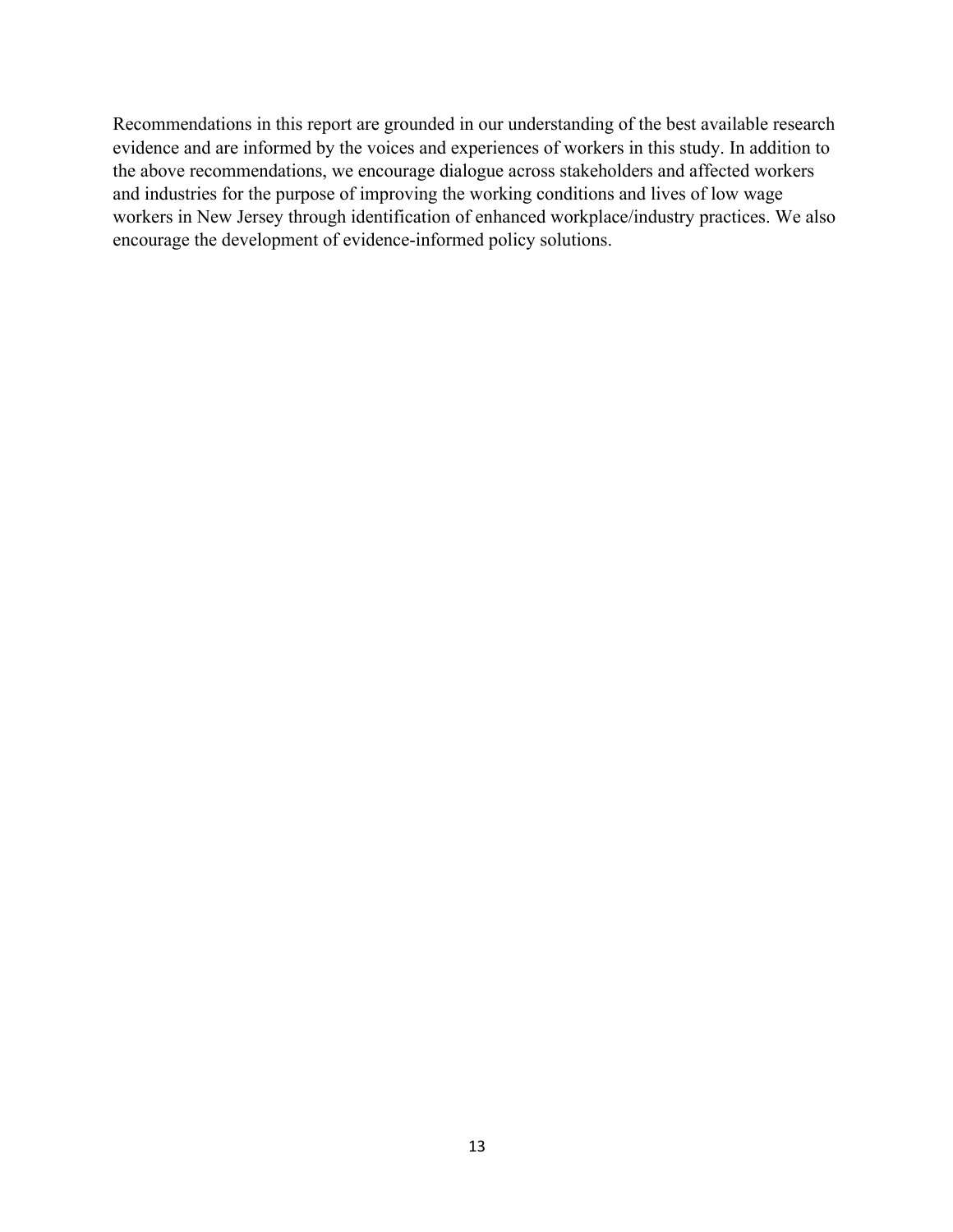Recommendations in this report are grounded in our understanding of the best available research evidence and are informed by the voices and experiences of workers in this study. In addition to the above recommendations, we encourage dialogue across stakeholders and affected workers and industries for the purpose of improving the working conditions and lives of low wage workers in New Jersey through identification of enhanced workplace/industry practices. We also encourage the development of evidence-informed policy solutions.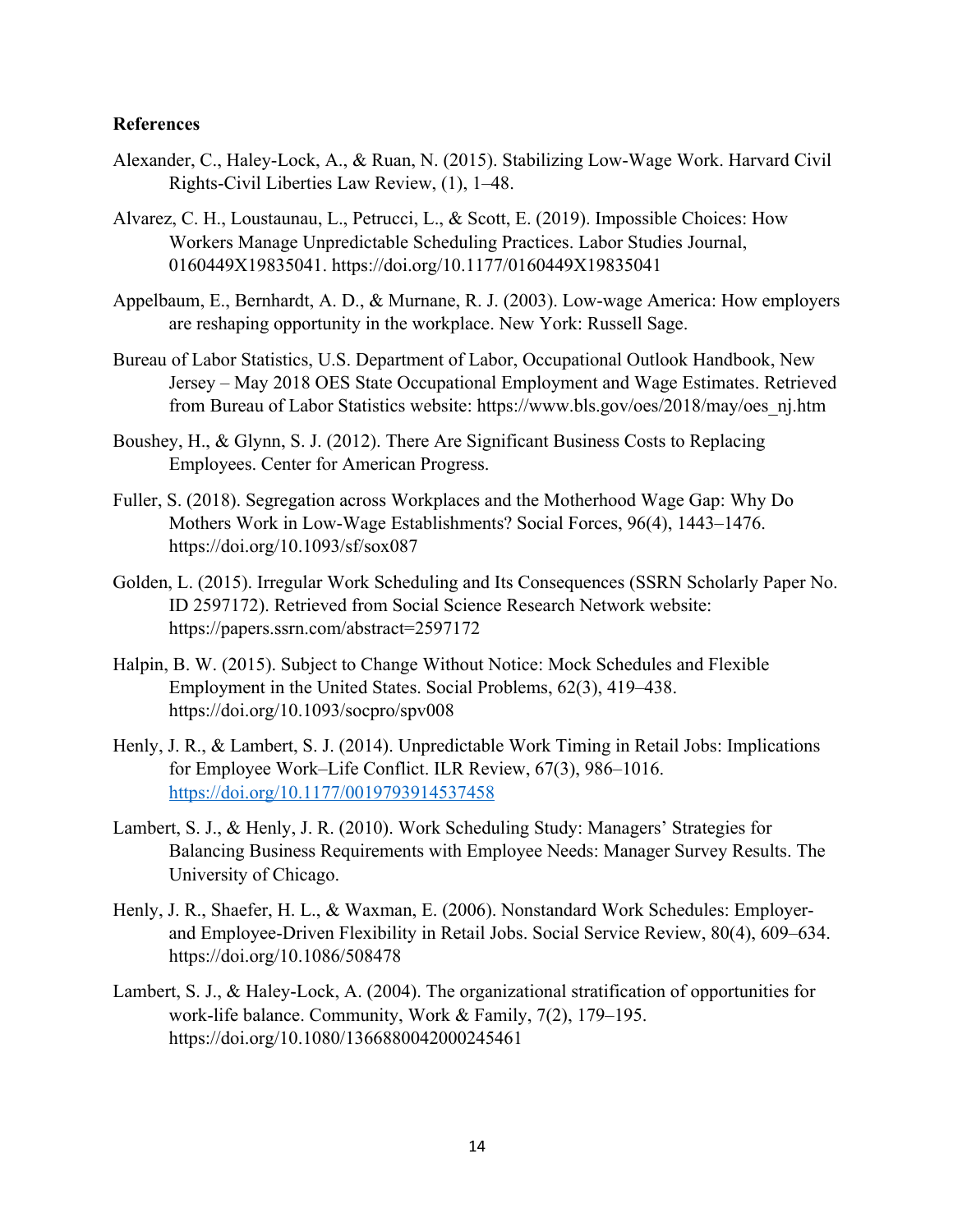**References**

Alexander, C., Haley-Lock, A., & Ruan, N. (2015). Stabilizing Low-Wage Work. Harvard Civil Rights-Civil Liberties Law Review, (1), 1–48.

Alvarez, C. H., Loustaunau, L., Petrucci, L., & Scott, E. (2019). Impossible Choices: How Workers Manage Unpredictable Scheduling Practices. Labor Studies Journal, 0160449X19835041. https://doi.org/10.1177/0160449X19835041

Appelbaum, E., Bernhardt, A. D., & Murnane, R. J. (2003). Low-wage America: How employers are reshaping opportunity in the workplace. New York: Russell Sage.

Bureau of Labor Statistics, U.S. Department of Labor, Occupational Outlook Handbook, New Jersey – May 2018 OES State Occupational Employment and Wage Estimates. Retrieved from Bureau of Labor Statistics website: https://www.bls.gov/oes/2018/may/oes_nj.htm

Boushey, H., & Glynn, S. J. (2012). There Are Significant Business Costs to Replacing Employees. Center for American Progress.

Fuller, S. (2018). Segregation across Workplaces and the Motherhood Wage Gap: Why Do Mothers Work in Low-Wage Establishments? Social Forces, 96(4), 1443–1476. https://doi.org/10.1093/sf/sox087

Golden, L. (2015). Irregular Work Scheduling and Its Consequences (SSRN Scholarly Paper No. ID 2597172). Retrieved from Social Science Research Network website: https://papers.ssrn.com/abstract=2597172

Halpin, B. W. (2015). Subject to Change Without Notice: Mock Schedules and Flexible Employment in the United States. Social Problems, 62(3), 419–438. https://doi.org/10.1093/socpro/spv008

Henly, J. R., & Lambert, S. J. (2014). Unpredictable Work Timing in Retail Jobs: Implications for Employee Work–Life Conflict. ILR Review, 67(3), 986–1016. https://doi.org/10.1177/0019793914537458

Lambert, S. J., & Henly, J. R. (2010). Work Scheduling Study: Managers' Strategies for Balancing Business Requirements with Employee Needs: Manager Survey Results. The University of Chicago.

Henly, J. R., Shaefer, H. L., & Waxman, E. (2006). Nonstandard Work Schedules: Employer- and Employee-Driven Flexibility in Retail Jobs. Social Service Review, 80(4), 609–634. https://doi.org/10.1086/508478

Lambert, S. J., & Haley-Lock, A. (2004). The organizational stratification of opportunities for work-life balance. Community, Work & Family, 7(2), 179–195. https://doi.org/10.1080/1366880042000245461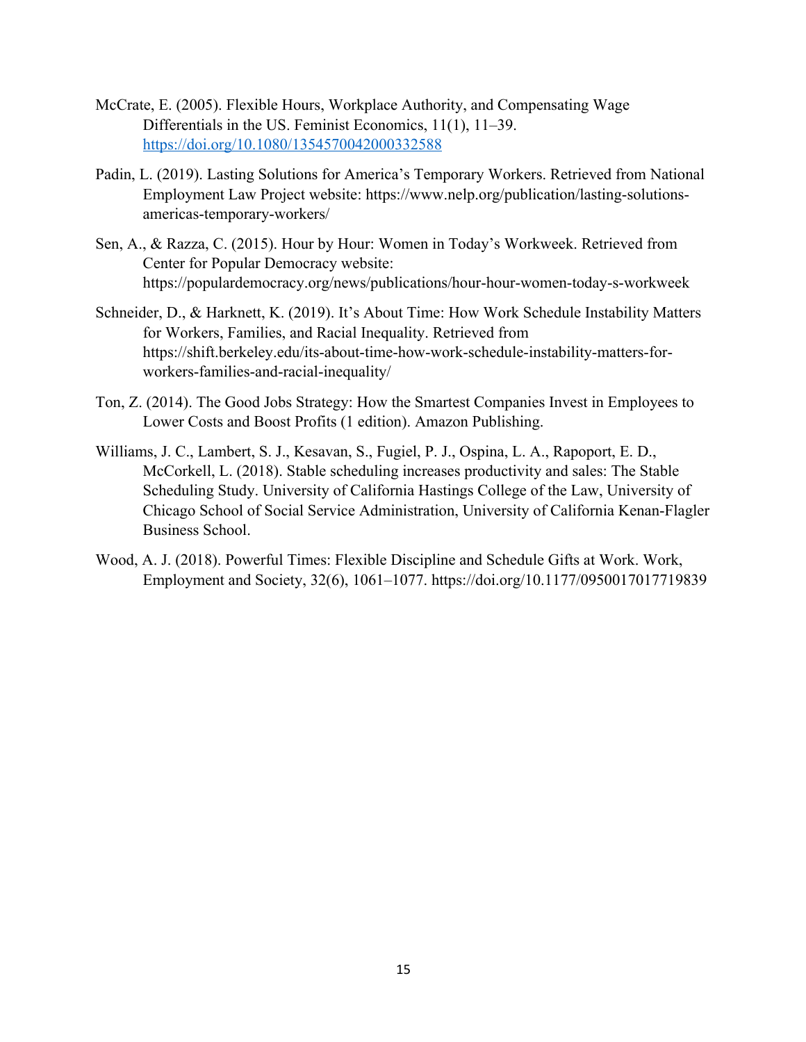McCrate, E. (2005). Flexible Hours, Workplace Authority, and Compensating Wage Differentials in the US. Feminist Economics, 11(1), 11–39. https://doi.org/10.1080/1354570042000332588

Padin, L. (2019). Lasting Solutions for America's Temporary Workers. Retrieved from National Employment Law Project website: https://www.nelp.org/publication/lasting-solutions-americas-temporary-workers/

Sen, A., & Razza, C. (2015). Hour by Hour: Women in Today's Workweek. Retrieved from Center for Popular Democracy website: https://populardemocracy.org/news/publications/hour-hour-women-today-s-workweek

Schneider, D., & Harknett, K. (2019). It's About Time: How Work Schedule Instability Matters for Workers, Families, and Racial Inequality. Retrieved from https://shift.berkeley.edu/its-about-time-how-work-schedule-instability-matters-for-workers-families-and-racial-inequality/

Ton, Z. (2014). The Good Jobs Strategy: How the Smartest Companies Invest in Employees to Lower Costs and Boost Profits (1 edition). Amazon Publishing.

Williams, J. C., Lambert, S. J., Kesavan, S., Fugiel, P. J., Ospina, L. A., Rapoport, E. D., McCorkell, L. (2018). Stable scheduling increases productivity and sales: The Stable Scheduling Study. University of California Hastings College of the Law, University of Chicago School of Social Service Administration, University of California Kenan-Flagler Business School.

Wood, A. J. (2018). Powerful Times: Flexible Discipline and Schedule Gifts at Work. Work, Employment and Society, 32(6), 1061–1077. https://doi.org/10.1177/0950017017719839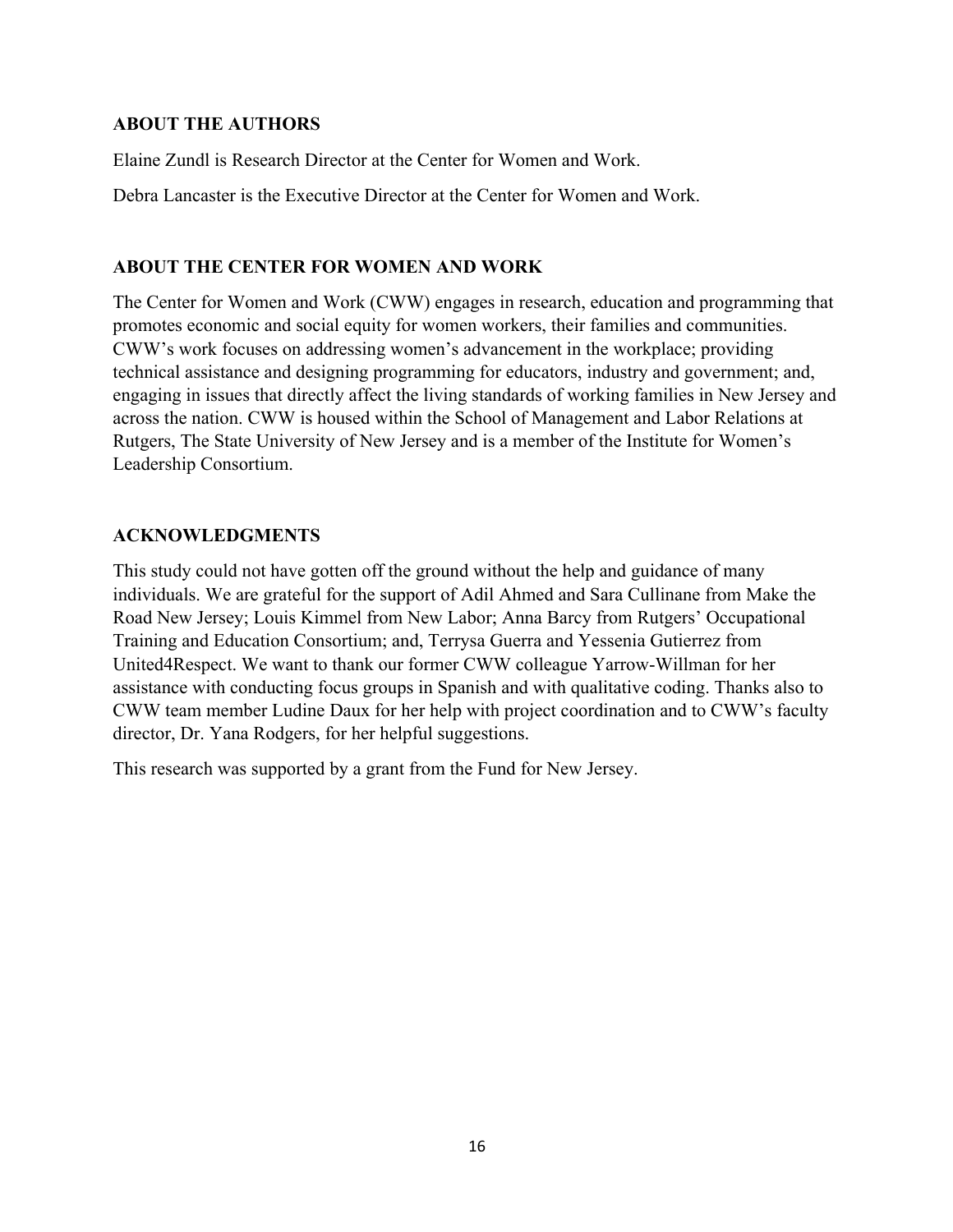## ABOUT THE AUTHORS

Elaine Zundl is Research Director at the Center for Women and Work.

Debra Lancaster is the Executive Director at the Center for Women and Work.

## ABOUT THE CENTER FOR WOMEN AND WORK

The Center for Women and Work (CWW) engages in research, education and programming that promotes economic and social equity for women workers, their families and communities. CWW's work focuses on addressing women's advancement in the workplace; providing technical assistance and designing programming for educators, industry and government; and, engaging in issues that directly affect the living standards of working families in New Jersey and across the nation. CWW is housed within the School of Management and Labor Relations at Rutgers, The State University of New Jersey and is a member of the Institute for Women's Leadership Consortium.

## ACKNOWLEDGMENTS

This study could not have gotten off the ground without the help and guidance of many individuals. We are grateful for the support of Adil Ahmed and Sara Cullinane from Make the Road New Jersey; Louis Kimmel from New Labor; Anna Barcy from Rutgers' Occupational Training and Education Consortium; and, Terrysa Guerra and Yessenia Gutierrez from United4Respect. We want to thank our former CWW colleague Yarrow-Willman for her assistance with conducting focus groups in Spanish and with qualitative coding. Thanks also to CWW team member Ludine Daux for her help with project coordination and to CWW's faculty director, Dr. Yana Rodgers, for her helpful suggestions.

This research was supported by a grant from the Fund for New Jersey.